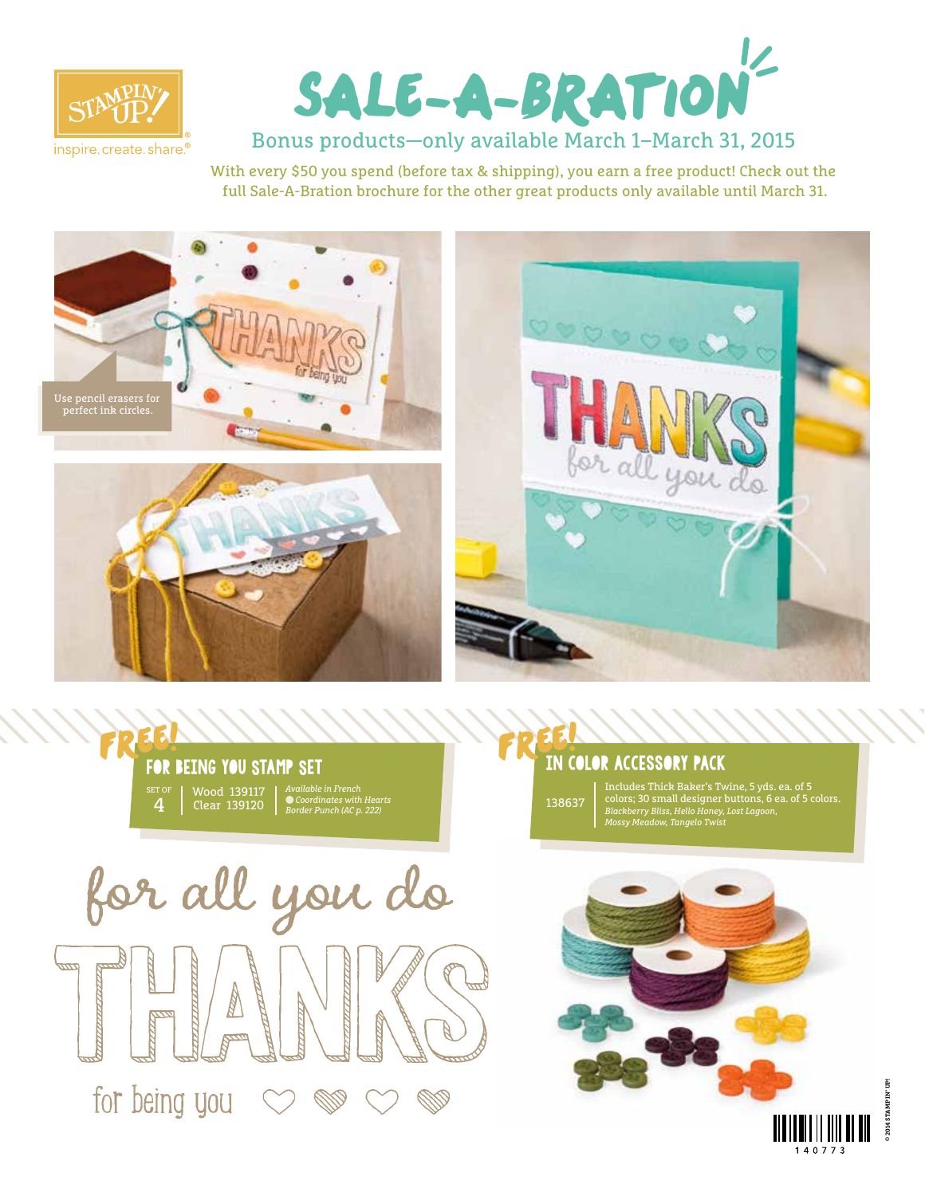# SALE-A-BRATION

## Bonus products—only available March 1–March 31, 2015

With every $50 you spend (before tax & shipping), you earn a free product! Check out the full Sale-A-Bration brochure for the other great products only available until March 31.

Use pencil erasers for perfect ink circles.

### FREE! FOR BEING YOU STAMP SET

SET OF 4 | Wood 139117 | Clear 139120

*Available in French*
*Coordinates with Hearts Border Punch (AC p. 222)*

### FREE! IN COLOR ACCESSORY PACK

138637 | Includes Thick Baker's Twine, 5 yds. ea. of 5 colors; 30 small designer buttons, 6 ea. of 5 colors. *Blackberry Bliss, Hello Honey, Lost Lagoon, Mossy Meadow, Tangelo Twist*

140773

© 2014 STAMPIN' UP!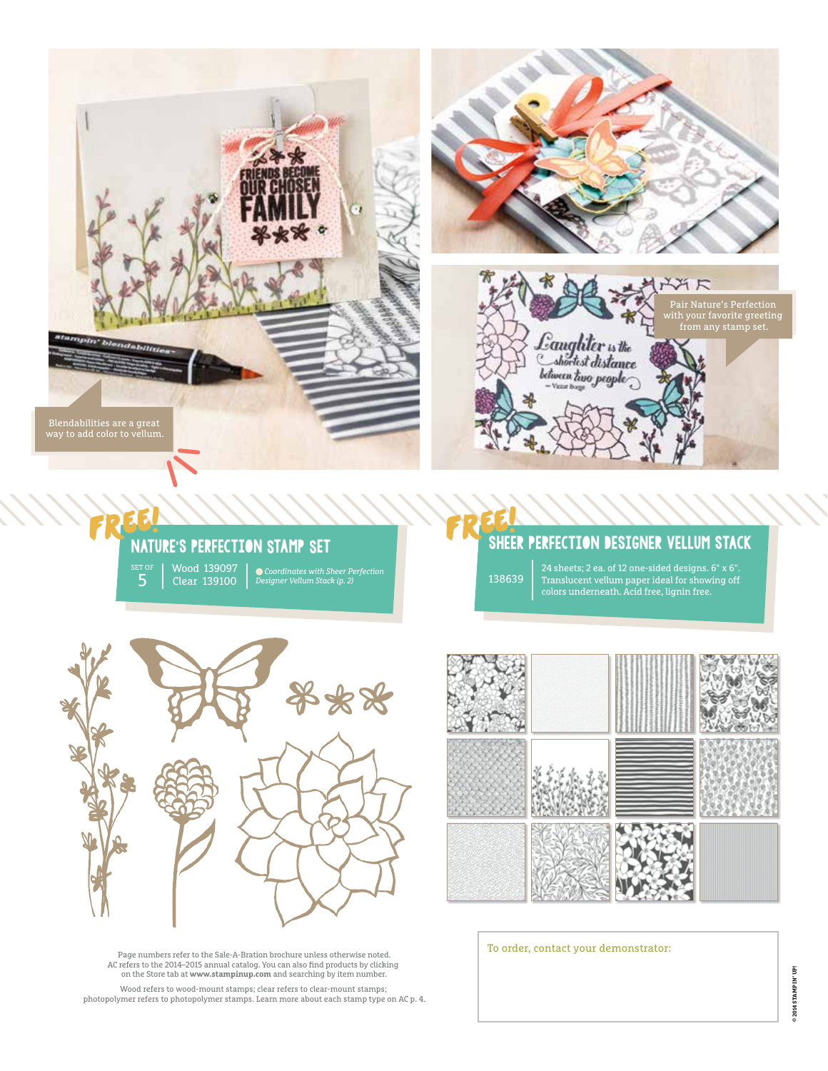Blendabilities are a great way to add color to vellum.

Pair Nature's Perfection with your favorite greeting from any stamp set.

## FREE! NATURE'S PERFECTION STAMP SET

SET OF 5 | Wood 139097 | Clear 139100

*Coordinates with Sheer Perfection Designer Vellum Stack (p. 2)*

## FREE! SHEER PERFECTION DESIGNER VELLUM STACK

138639 | 24 sheets; 2 ea. of 12 one-sided designs. 6" x 6". Translucent vellum paper ideal for showing off colors underneath. Acid free, lignin free.

Page numbers refer to the Sale-A-Bration brochure unless otherwise noted. AC refers to the 2014–2015 annual catalog. You can also find products by clicking on the Store tab at **www.stampinup.com** and searching by item number.

Wood refers to wood-mount stamps; clear refers to clear-mount stamps; photopolymer refers to photopolymer stamps. Learn more about each stamp type on AC p. 4.

To order, contact your demonstrator:

© 2014 STAMPIN' UP!